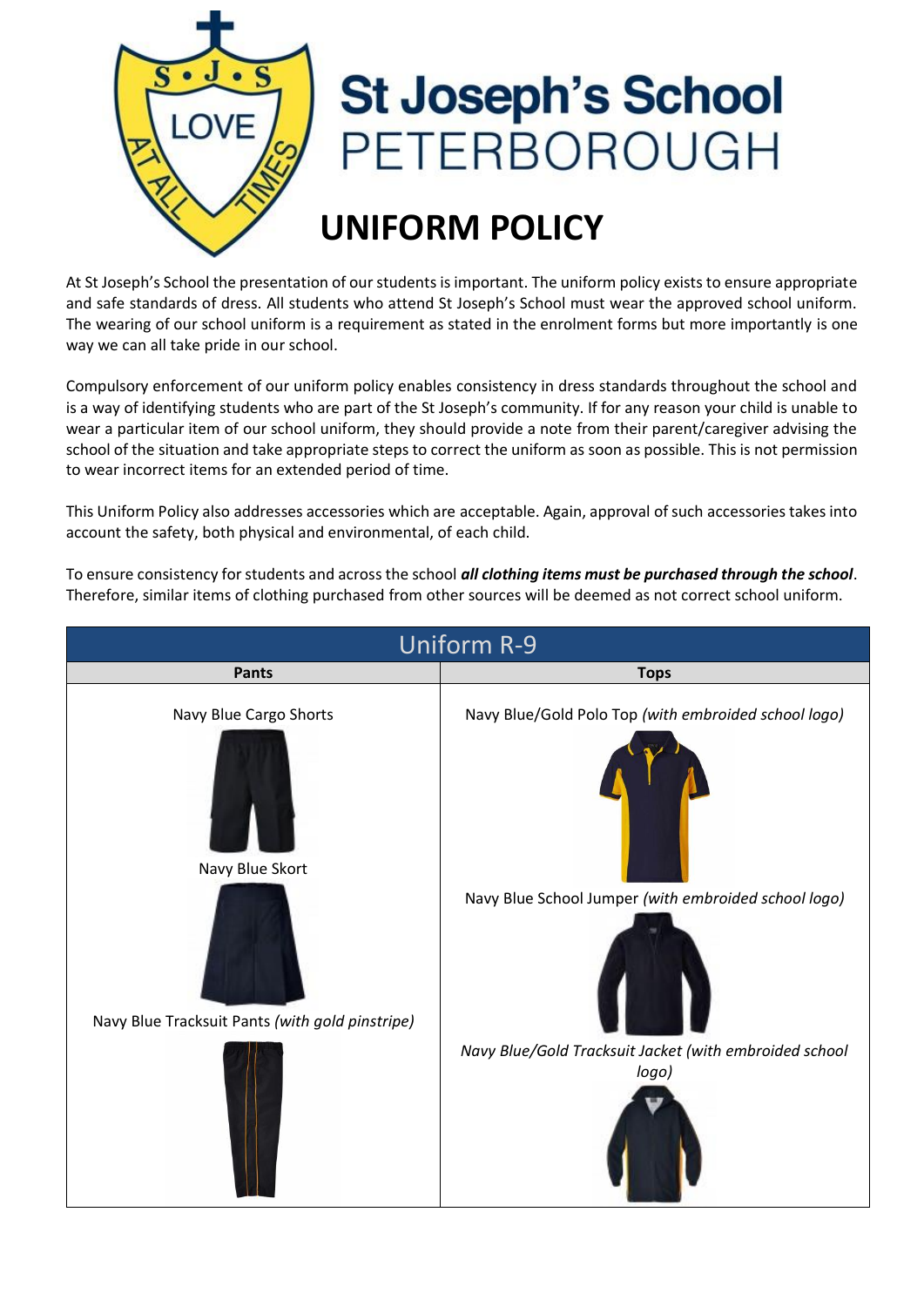# St Joseph's School PETERBOROUGH

## UNIFORM POLICY

At St Joseph's School the presentation of our students is important. The uniform policy exists to ensure appropriate and safe standards of dress. All students who attend St Joseph's School must wear the approved school uniform. The wearing of our school uniform is a requirement as stated in the enrolment forms but more importantly is one way we can all take pride in our school.

Compulsory enforcement of our uniform policy enables consistency in dress standards throughout the school and is a way of identifying students who are part of the St Joseph's community. If for any reason your child is unable to wear a particular item of our school uniform, they should provide a note from their parent/caregiver advising the school of the situation and take appropriate steps to correct the uniform as soon as possible. This is not permission to wear incorrect items for an extended period of time.

This Uniform Policy also addresses accessories which are acceptable. Again, approval of such accessories takes into account the safety, both physical and environmental, of each child.

To ensure consistency for students and across the school ***all clothing items must be purchased through the school***. Therefore, similar items of clothing purchased from other sources will be deemed as not correct school uniform.

| Uniform R-9 | |
|---|---|
| **Pants** | **Tops** |
| Navy Blue Cargo Shorts | Navy Blue/Gold Polo Top *(with embroided school logo)* |
| Navy Blue Skort | Navy Blue School Jumper *(with embroided school logo)* |
| Navy Blue Tracksuit Pants *(with gold pinstripe)* | *Navy Blue/Gold Tracksuit Jacket (with embroided school logo)* |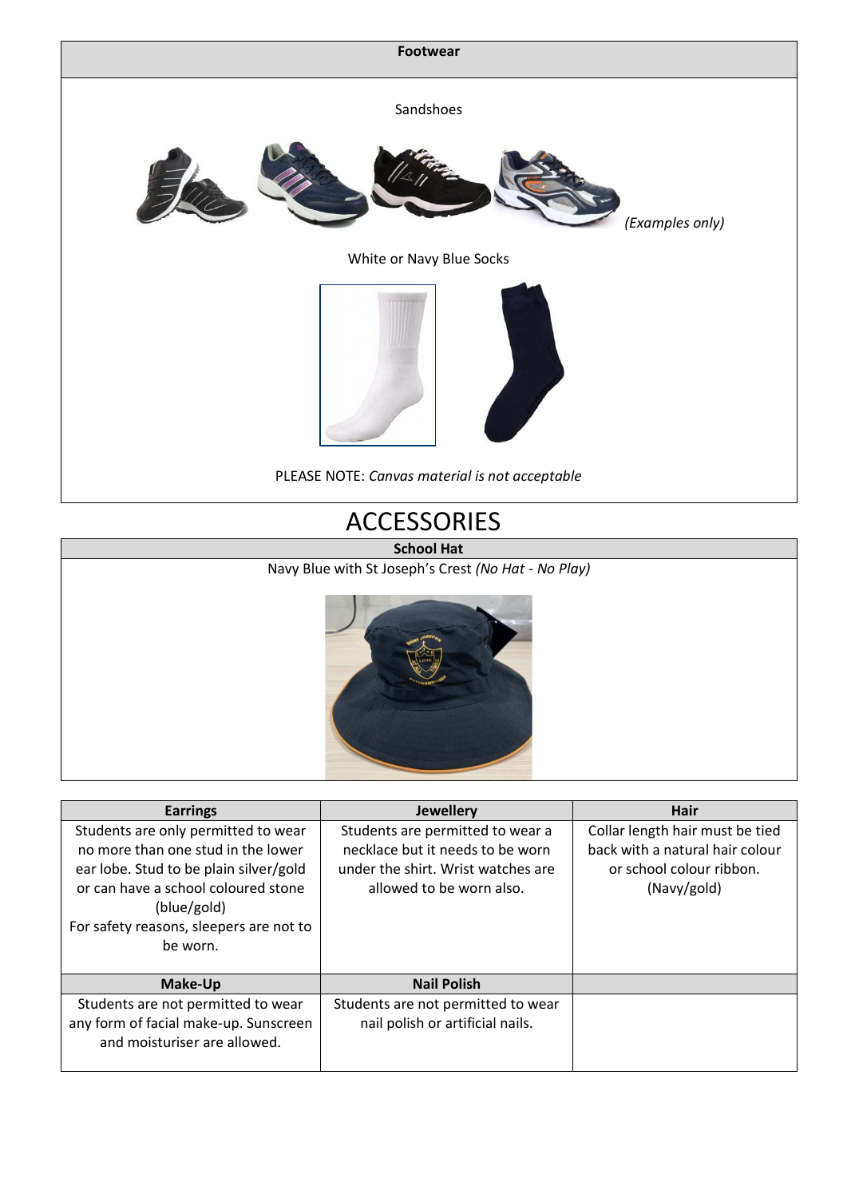| Footwear |
|---|
| Sandshoes |
| *(Examples only)* |
| White or Navy Blue Socks |
| PLEASE NOTE: *Canvas material is not acceptable* |

# ACCESSORIES

| School Hat |
|---|
| Navy Blue with St Joseph's Crest *(No Hat - No Play)* |

| Earrings | Jewellery | Hair |
|---|---|---|
| Students are only permitted to wear no more than one stud in the lower ear lobe. Stud to be plain silver/gold or can have a school coloured stone (blue/gold) For safety reasons, sleepers are not to be worn. | Students are permitted to wear a necklace but it needs to be worn under the shirt. Wrist watches are allowed to be worn also. | Collar length hair must be tied back with a natural hair colour or school colour ribbon. (Navy/gold) |
| **Make-Up** | **Nail Polish** | |
| Students are not permitted to wear any form of facial make-up. Sunscreen and moisturiser are allowed. | Students are not permitted to wear nail polish or artificial nails. | |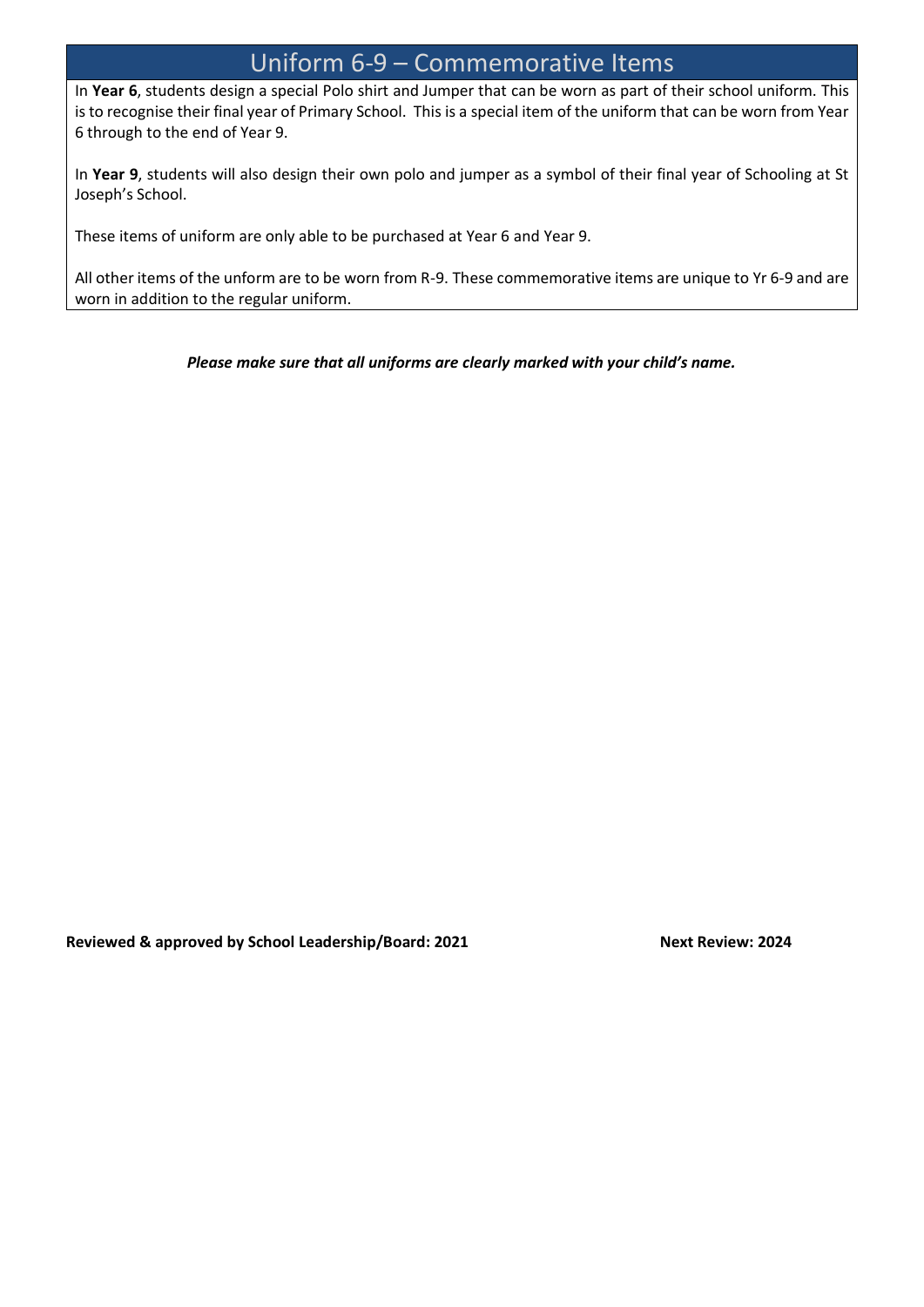## Uniform 6-9 – Commemorative Items

In **Year 6**, students design a special Polo shirt and Jumper that can be worn as part of their school uniform. This is to recognise their final year of Primary School. This is a special item of the uniform that can be worn from Year 6 through to the end of Year 9.

In **Year 9**, students will also design their own polo and jumper as a symbol of their final year of Schooling at St Joseph's School.

These items of uniform are only able to be purchased at Year 6 and Year 9.

All other items of the unform are to be worn from R-9. These commemorative items are unique to Yr 6-9 and are worn in addition to the regular uniform.

***Please make sure that all uniforms are clearly marked with your child's name.***

**Reviewed & approved by School Leadership/Board: 2021** **Next Review: 2024**